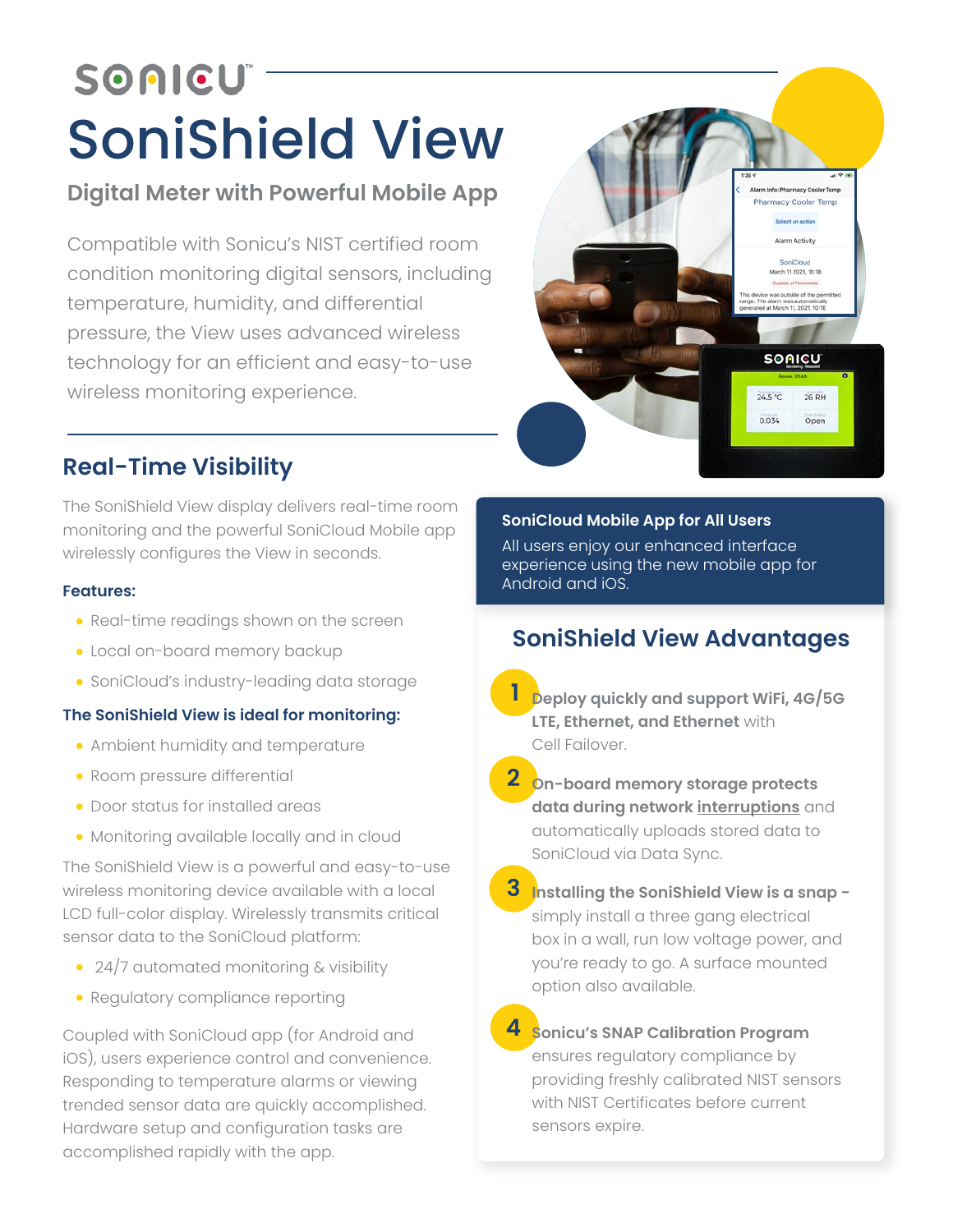SONICU™

# SoniShield View

### Digital Meter with Powerful Mobile App

Compatible with Sonicu's NIST certified room condition monitoring digital sensors, including temperature, humidity, and differential pressure, the View uses advanced wireless technology for an efficient and easy-to-use wireless monitoring experience.

## Real-Time Visibility

The SoniShield View display delivers real-time room monitoring and the powerful SoniCloud Mobile app wirelessly configures the View in seconds.

**Features:**

- Real-time readings shown on the screen
- Local on-board memory backup
- SoniCloud's industry-leading data storage

**The SoniShield View is ideal for monitoring:**

- Ambient humidity and temperature
- Room pressure differential
- Door status for installed areas
- Monitoring available locally and in cloud

The SoniShield View is a powerful and easy-to-use wireless monitoring device available with a local LCD full-color display. Wirelessly transmits critical sensor data to the SoniCloud platform:

- 24/7 automated monitoring & visibility
- Regulatory compliance reporting

Coupled with SoniCloud app (for Android and iOS), users experience control and convenience. Responding to temperature alarms or viewing trended sensor data are quickly accomplished. Hardware setup and configuration tasks are accomplished rapidly with the app.

**SoniCloud Mobile App for All Users**

All users enjoy our enhanced interface experience using the new mobile app for Android and iOS.

## SoniShield View Advantages

1. **Deploy quickly and support WiFi, 4G/5G LTE, Ethernet, and Ethernet** with Cell Failover.
2. **On-board memory storage protects data during network interruptions** and automatically uploads stored data to SoniCloud via Data Sync.
3. **Installing the SoniShield View is a snap** - simply install a three gang electrical box in a wall, run low voltage power, and you're ready to go. A surface mounted option also available.
4. **Sonicu's SNAP Calibration Program** ensures regulatory compliance by providing freshly calibrated NIST sensors with NIST Certificates before current sensors expire.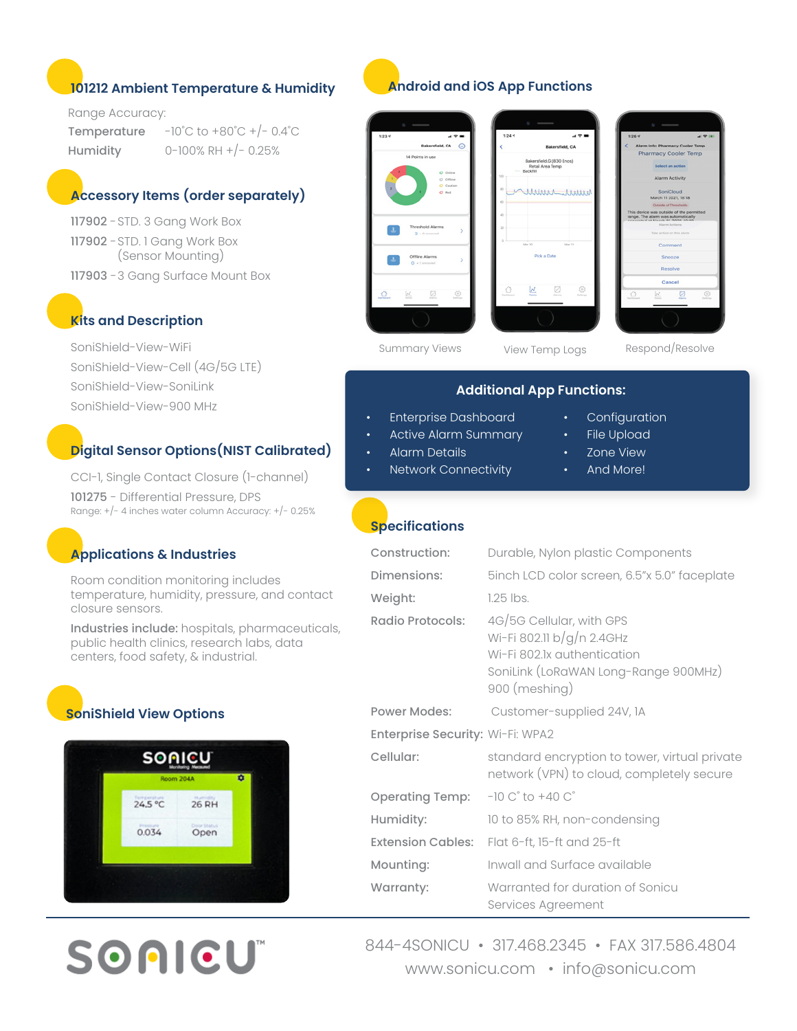## 101212 Ambient Temperature & Humidity

Range Accuracy:

| | |
|---|---|
| Temperature | -10˚C to +80˚C +/- 0.4˚C |
| Humidity | 0-100% RH +/- 0.25% |

## Accessory Items (order separately)

**117902** - STD. 3 Gang Work Box

**117902** - STD. 1 Gang Work Box (Sensor Mounting)

**117903** - 3 Gang Surface Mount Box

## Kits and Description

SoniShield-View-WiFi

SoniShield-View-Cell (4G/5G LTE)

SoniShield-View-SoniLink

SoniShield-View-900 MHz

## Digital Sensor Options(NIST Calibrated)

CCI-1, Single Contact Closure (1-channel)

**101275** - Differential Pressure, DPS

Range: +/- 4 inches water column Accuracy: +/- 0.25%

## Applications & Industries

Room condition monitoring includes temperature, humidity, pressure, and contact closure sensors.

**Industries include:** hospitals, pharmaceuticals, public health clinics, research labs, data centers, food safety, & industrial.

## SoniShield View Options

## Android and iOS App Functions

Summary Views

View Temp Logs

Respond/Resolve

### Additional App Functions:

- Enterprise Dashboard
- Active Alarm Summary
- Alarm Details
- Network Connectivity
- Configuration
- File Upload
- Zone View
- And More!

## Specifications

| | |
|---|---|
| **Construction:** | Durable, Nylon plastic Components |
| **Dimensions:** | 5inch LCD color screen, 6.5"x 5.0" faceplate |
| **Weight:** | 1.25 lbs. |
| **Radio Protocols:** | 4G/5G Cellular, with GPS<br>Wi-Fi 802.11 b/g/n 2.4GHz<br>Wi-Fi 802.1x authentication<br>SoniLink (LoRaWAN Long-Range 900MHz)<br>900 (meshing) |
| **Power Modes:** | Customer-supplied 24V, 1A |
| **Enterprise Security:** | Wi-Fi: WPA2 |
| **Cellular:** | standard encryption to tower, virtual private network (VPN) to cloud, completely secure |
| **Operating Temp:** | -10 C˚ to +40 C˚ |
| **Humidity:** | 10 to 85% RH, non-condensing |
| **Extension Cables:** | Flat 6-ft, 15-ft and 25-ft |
| **Mounting:** | Inwall and Surface available |
| **Warranty:** | Warranted for duration of Sonicu Services Agreement |

SONICU™

844-4SONICU • 317.468.2345 • FAX 317.586.4804

www.sonicu.com • info@sonicu.com